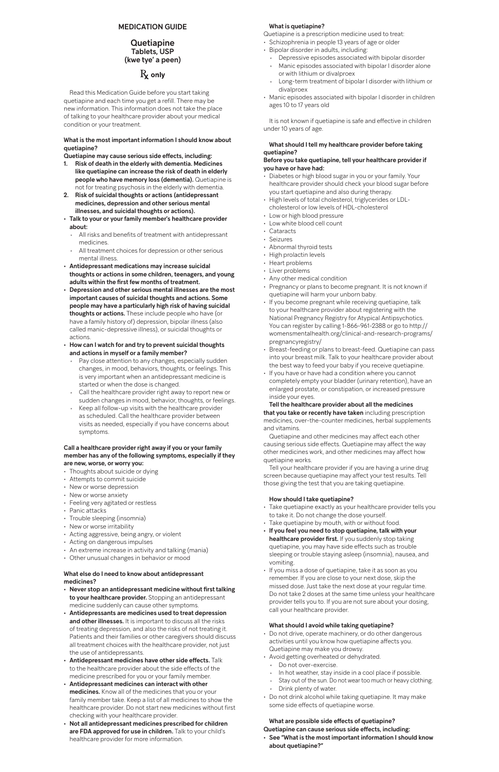## MEDICATION GUIDE

# Quetiapine

### Tablets, USP

### (kwe tye' a peen)

**℞ only**

Read this Medication Guide before you start taking quetiapine and each time you get a refill. There may be new information. This information does not take the place of talking to your healthcare provider about your medical condition or your treatment.

**What is the most important information I should know about quetiapine?**

**Quetiapine may cause serious side effects, including:**

1. **Risk of death in the elderly with dementia. Medicines like quetiapine can increase the risk of death in elderly people who have memory loss (dementia).** Quetiapine is not for treating psychosis in the elderly with dementia.
2. **Risk of suicidal thoughts or actions (antidepressant medicines, depression and other serious mental illnesses, and suicidal thoughts or actions).**

- **Talk to your or your family member's healthcare provider about:**
  - All risks and benefits of treatment with antidepressant medicines.
  - All treatment choices for depression or other serious mental illness.
- **Antidepressant medications may increase suicidal thoughts or actions in some children, teenagers, and young adults within the first few months of treatment.**
- **Depression and other serious mental illnesses are the most important causes of suicidal thoughts and actions. Some people may have a particularly high risk of having suicidal thoughts or actions.** These include people who have (or have a family history of) depression, bipolar illness (also called manic-depressive illness), or suicidal thoughts or actions.
- **How can I watch for and try to prevent suicidal thoughts and actions in myself or a family member?**
  - Pay close attention to any changes, especially sudden changes, in mood, behaviors, thoughts, or feelings. This is very important when an antidepressant medicine is started or when the dose is changed.
  - Call the healthcare provider right away to report new or sudden changes in mood, behavior, thoughts, or feelings.
  - Keep all follow-up visits with the healthcare provider as scheduled. Call the healthcare provider between visits as needed, especially if you have concerns about symptoms.

**Call a healthcare provider right away if you or your family member has any of the following symptoms, especially if they are new, worse, or worry you:**

- Thoughts about suicide or dying
- Attempts to commit suicide
- New or worse depression
- New or worse anxiety
- Feeling very agitated or restless
- Panic attacks
- Trouble sleeping (insomnia)
- New or worse irritability
- Acting aggressive, being angry, or violent
- Acting on dangerous impulses
- An extreme increase in activity and talking (mania)
- Other unusual changes in behavior or mood

**What else do I need to know about antidepressant medicines?**

- **Never stop an antidepressant medicine without first talking to your healthcare provider.** Stopping an antidepressant medicine suddenly can cause other symptoms.
- **Antidepressants are medicines used to treat depression and other illnesses.** It is important to discuss all the risks of treating depression, and also the risks of not treating it. Patients and their families or other caregivers should discuss all treatment choices with the healthcare provider, not just the use of antidepressants.
- **Antidepressant medicines have other side effects.** Talk to the healthcare provider about the side effects of the medicine prescribed for you or your family member.
- **Antidepressant medicines can interact with other medicines.** Know all of the medicines that you or your family member take. Keep a list of all medicines to show the healthcare provider. Do not start new medicines without first checking with your healthcare provider.
- **Not all antidepressant medicines prescribed for children are FDA approved for use in children.** Talk to your child's healthcare provider for more information.

**What is quetiapine?**

Quetiapine is a prescription medicine used to treat:

- Schizophrenia in people 13 years of age or older
- Bipolar disorder in adults, including:
  - Depressive episodes associated with bipolar disorder
  - Manic episodes associated with bipolar I disorder alone or with lithium or divalproex
  - Long-term treatment of bipolar I disorder with lithium or divalproex
- Manic episodes associated with bipolar I disorder in children ages 10 to 17 years old

It is not known if quetiapine is safe and effective in children under 10 years of age.

**What should I tell my healthcare provider before taking quetiapine?**

**Before you take quetiapine, tell your healthcare provider if you have or have had:**

- Diabetes or high blood sugar in you or your family. Your healthcare provider should check your blood sugar before you start quetiapine and also during therapy.
- High levels of total cholesterol, triglycerides or LDL-cholesterol or low levels of HDL-cholesterol
- Low or high blood pressure
- Low white blood cell count
- Cataracts
- Seizures
- Abnormal thyroid tests
- High prolactin levels
- Heart problems
- Liver problems
- Any other medical condition
- Pregnancy or plans to become pregnant. It is not known if quetiapine will harm your unborn baby.
- If you become pregnant while receiving quetiapine, talk to your healthcare provider about registering with the National Pregnancy Registry for Atypical Antipsychotics. You can register by calling 1-866-961-2388 or go to http://womensmentalhealth.org/clinical-and-research-programs/pregnancyregistry/
- Breast-feeding or plans to breast-feed. Quetiapine can pass into your breast milk. Talk to your healthcare provider about the best way to feed your baby if you receive quetiapine.
- If you have or have had a condition where you cannot completely empty your bladder (urinary retention), have an enlarged prostate, or constipation, or increased pressure inside your eyes.

**Tell the healthcare provider about all the medicines that you take or recently have taken** including prescription medicines, over-the-counter medicines, herbal supplements and vitamins.

Quetiapine and other medicines may affect each other causing serious side effects. Quetiapine may affect the way other medicines work, and other medicines may affect how quetiapine works.

Tell your healthcare provider if you are having a urine drug screen because quetiapine may affect your test results. Tell those giving the test that you are taking quetiapine.

**How should I take quetiapine?**

- Take quetiapine exactly as your healthcare provider tells you to take it. Do not change the dose yourself.
- Take quetiapine by mouth, with or without food.
- **If you feel you need to stop quetiapine, talk with your healthcare provider first.** If you suddenly stop taking quetiapine, you may have side effects such as trouble sleeping or trouble staying asleep (insomnia), nausea, and vomiting.
- If you miss a dose of quetiapine, take it as soon as you remember. If you are close to your next dose, skip the missed dose. Just take the next dose at your regular time. Do not take 2 doses at the same time unless your healthcare provider tells you to. If you are not sure about your dosing, call your healthcare provider.

**What should I avoid while taking quetiapine?**

- Do not drive, operate machinery, or do other dangerous activities until you know how quetiapine affects you. Quetiapine may make you drowsy.
- Avoid getting overheated or dehydrated.
  - Do not over-exercise.
  - In hot weather, stay inside in a cool place if possible.
  - Stay out of the sun. Do not wear too much or heavy clothing.
  - Drink plenty of water.
- Do not drink alcohol while taking quetiapine. It may make some side effects of quetiapine worse.

**What are possible side effects of quetiapine?**

**Quetiapine can cause serious side effects, including:**

- **See "What is the most important information I should know about quetiapine?"**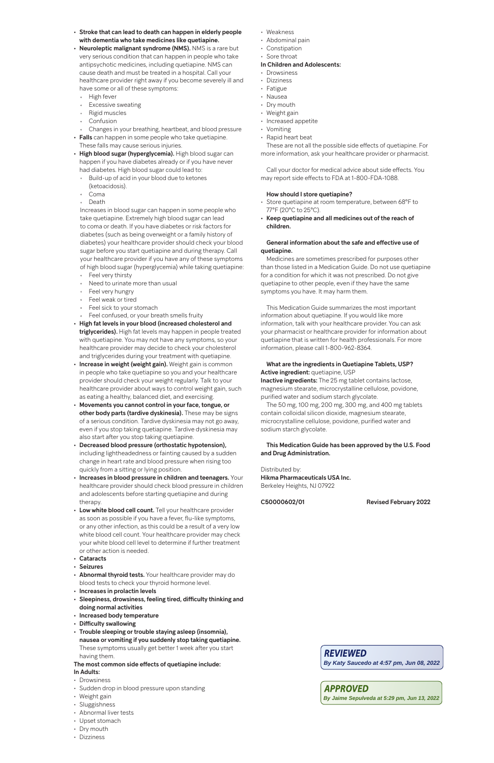- **Stroke that can lead to death can happen in elderly people with dementia who take medicines like quetiapine.**
- **Neuroleptic malignant syndrome (NMS).** NMS is a rare but very serious condition that can happen in people who take antipsychotic medicines, including quetiapine. NMS can cause death and must be treated in a hospital. Call your healthcare provider right away if you become severely ill and have some or all of these symptoms:
  - High fever
  - Excessive sweating
  - Rigid muscles
  - Confusion
  - Changes in your breathing, heartbeat, and blood pressure
- **Falls** can happen in some people who take quetiapine. These falls may cause serious injuries.
- **High blood sugar (hyperglycemia).** High blood sugar can happen if you have diabetes already or if you have never had diabetes. High blood sugar could lead to:
  - Build-up of acid in your blood due to ketones (ketoacidosis).
  - Coma
  - Death

  Increases in blood sugar can happen in some people who take quetiapine. Extremely high blood sugar can lead to coma or death. If you have diabetes or risk factors for diabetes (such as being overweight or a family history of diabetes) your healthcare provider should check your blood sugar before you start quetiapine and during therapy. Call your healthcare provider if you have any of these symptoms of high blood sugar (hyperglycemia) while taking quetiapine:
  - Feel very thirsty
  - Need to urinate more than usual
  - Feel very hungry
  - Feel weak or tired
  - Feel sick to your stomach
  - Feel confused, or your breath smells fruity
- **High fat levels in your blood (increased cholesterol and triglycerides).** High fat levels may happen in people treated with quetiapine. You may not have any symptoms, so your healthcare provider may decide to check your cholesterol and triglycerides during your treatment with quetiapine.
- **Increase in weight (weight gain).** Weight gain is common in people who take quetiapine so you and your healthcare provider should check your weight regularly. Talk to your healthcare provider about ways to control weight gain, such as eating a healthy, balanced diet, and exercising.
- **Movements you cannot control in your face, tongue, or other body parts (tardive dyskinesia).** These may be signs of a serious condition. Tardive dyskinesia may not go away, even if you stop taking quetiapine. Tardive dyskinesia may also start after you stop taking quetiapine.
- **Decreased blood pressure (orthostatic hypotension),** including lightheadedness or fainting caused by a sudden change in heart rate and blood pressure when rising too quickly from a sitting or lying position.
- **Increases in blood pressure in children and teenagers.** Your healthcare provider should check blood pressure in children and adolescents before starting quetiapine and during therapy.
- **Low white blood cell count.** Tell your healthcare provider as soon as possible if you have a fever, flu-like symptoms, or any other infection, as this could be a result of a very low white blood cell count. Your healthcare provider may check your white blood cell level to determine if further treatment or other action is needed.
- **Cataracts**
- **Seizures**
- **Abnormal thyroid tests.** Your healthcare provider may do blood tests to check your thyroid hormone level.
- **Increases in prolactin levels**
- **Sleepiness, drowsiness, feeling tired, difficulty thinking and doing normal activities**
- **Increased body temperature**
- **Difficulty swallowing**
- **Trouble sleeping or trouble staying asleep (insomnia), nausea or vomiting if you suddenly stop taking quetiapine.** These symptoms usually get better 1 week after you start having them.

**The most common side effects of quetiapine include:**

**In Adults:**

- Drowsiness
- Sudden drop in blood pressure upon standing
- Weight gain
- Sluggishness
- Abnormal liver tests
- Upset stomach
- Dry mouth
- Dizziness
- Weakness
- Abdominal pain
- Constipation
- Sore throat

**In Children and Adolescents:**

- Drowsiness
- Dizziness
- Fatigue
- Nausea
- Dry mouth
- Weight gain
- Increased appetite
- Vomiting
- Rapid heart beat

These are not all the possible side effects of quetiapine. For more information, ask your healthcare provider or pharmacist.

Call your doctor for medical advice about side effects. You may report side effects to FDA at 1-800-FDA-1088.

**How should I store quetiapine?**

- Store quetiapine at room temperature, between 68°F to 77°F (20°C to 25°C).
- **Keep quetiapine and all medicines out of the reach of children.**

**General information about the safe and effective use of quetiapine.**

Medicines are sometimes prescribed for purposes other than those listed in a Medication Guide. Do not use quetiapine for a condition for which it was not prescribed. Do not give quetiapine to other people, even if they have the same symptoms you have. It may harm them.

This Medication Guide summarizes the most important information about quetiapine. If you would like more information, talk with your healthcare provider. You can ask your pharmacist or healthcare provider for information about quetiapine that is written for health professionals. For more information, please call 1-800-962-8364.

**What are the ingredients in Quetiapine Tablets, USP?**

**Active ingredient:** quetiapine, USP

**Inactive ingredients:** The 25 mg tablet contains lactose, magnesium stearate, microcrystalline cellulose, povidone, purified water and sodium starch glycolate.

The 50 mg, 100 mg, 200 mg, 300 mg, and 400 mg tablets contain colloidal silicon dioxide, magnesium stearate, microcrystalline cellulose, povidone, purified water and sodium starch glycolate.

**This Medication Guide has been approved by the U.S. Food and Drug Administration.**

Distributed by:
**Hikma Pharmaceuticals USA Inc.**
Berkeley Heights, NJ 07922

**C50000602/01** **Revised February 2022**

***REVIEWED***
***By Katy Saucedo at 4:57 pm, Jun 08, 2022***

***APPROVED***
***By Jaime Sepulveda at 5:29 pm, Jun 13, 2022***